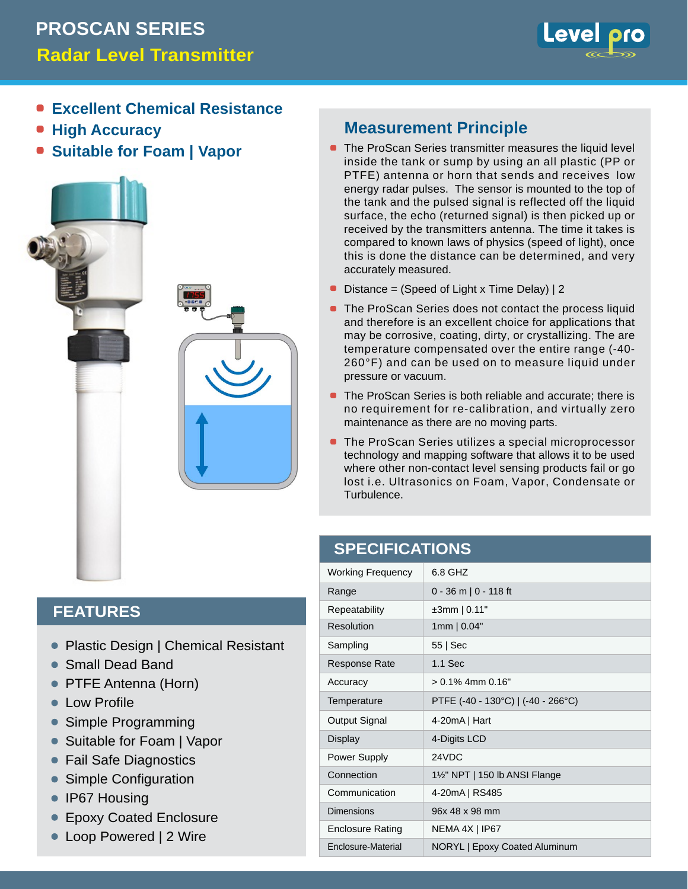# PROSCAN SERIES

## Radar Level Transmitter

- **Excellent Chemical Resistance**
- **High Accuracy**
- **Suitable for Foam | Vapor**

## FEATURES

- Plastic Design | Chemical Resistant
- Small Dead Band
- PTFE Antenna (Horn)
- Low Profile
- Simple Programming
- Suitable for Foam | Vapor
- Fail Safe Diagnostics
- Simple Configuration
- IP67 Housing
- Epoxy Coated Enclosure
- Loop Powered | 2 Wire

## Measurement Principle

- The ProScan Series transmitter measures the liquid level inside the tank or sump by using an all plastic (PP or PTFE) antenna or horn that sends and receives low energy radar pulses. The sensor is mounted to the top of the tank and the pulsed signal is reflected off the liquid surface, the echo (returned signal) is then picked up or received by the transmitters antenna. The time it takes is compared to known laws of physics (speed of light), once this is done the distance can be determined, and very accurately measured.
- Distance = (Speed of Light x Time Delay) | 2
- The ProScan Series does not contact the process liquid and therefore is an excellent choice for applications that may be corrosive, coating, dirty, or crystallizing. The are temperature compensated over the entire range (-40-260°F) and can be used on to measure liquid under pressure or vacuum.
- The ProScan Series is both reliable and accurate; there is no requirement for re-calibration, and virtually zero maintenance as there are no moving parts.
- The ProScan Series utilizes a special microprocessor technology and mapping software that allows it to be used where other non-contact level sensing products fail or go lost i.e. Ultrasonics on Foam, Vapor, Condensate or Turbulence.

## SPECIFICATIONS

| | |
|---|---|
| Working Frequency | 6.8 GHZ |
| Range | 0 - 36 m \| 0 - 118 ft |
| Repeatability | ±3mm \| 0.11" |
| Resolution | 1mm \| 0.04" |
| Sampling | 55 \| Sec |
| Response Rate | 1.1 Sec |
| Accuracy | > 0.1% 4mm 0.16" |
| Temperature | PTFE (-40 - 130°C) \| (-40 - 266°C) |
| Output Signal | 4-20mA \| Hart |
| Display | 4-Digits LCD |
| Power Supply | 24VDC |
| Connection | 1½" NPT \| 150 lb ANSI Flange |
| Communication | 4-20mA \| RS485 |
| Dimensions | 96x 48 x 98 mm |
| Enclosure Rating | NEMA 4X \| IP67 |
| Enclosure-Material | NORYL \| Epoxy Coated Aluminum |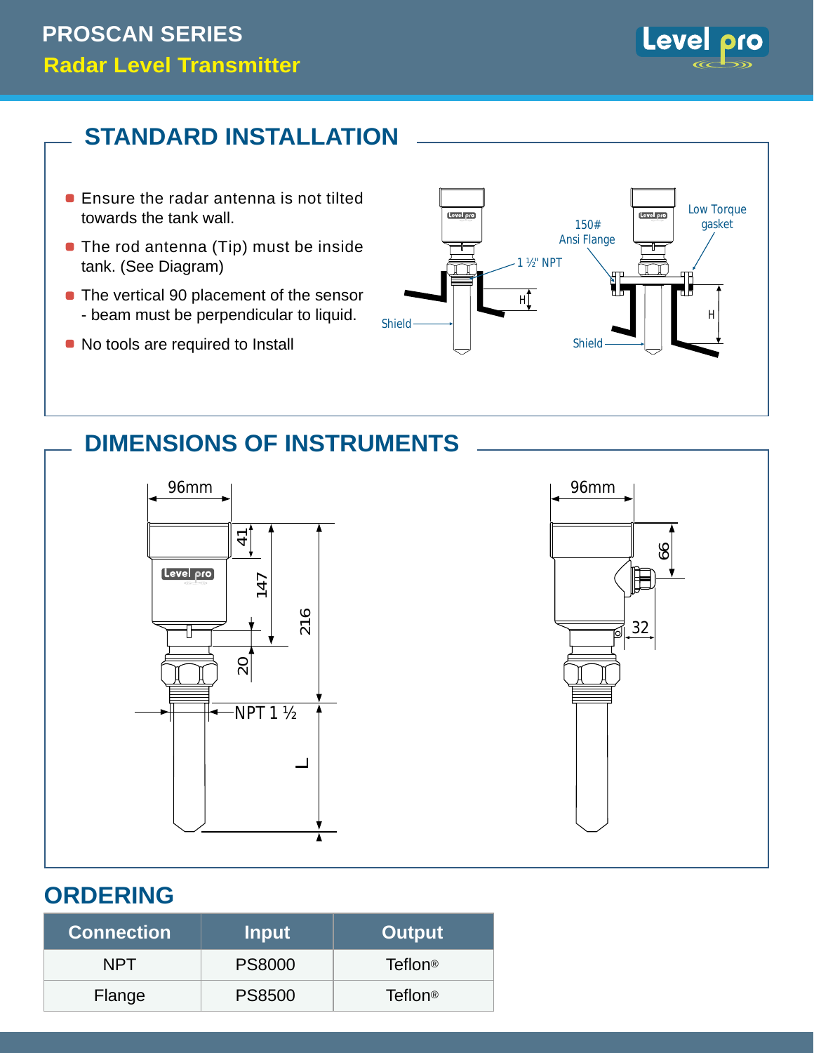PROSCAN SERIES

Radar Level Transmitter

## STANDARD INSTALLATION

- Ensure the radar antenna is not tilted towards the tank wall.
- The rod antenna (Tip) must be inside tank. (See Diagram)
- The vertical 90 placement of the sensor - beam must be perpendicular to liquid.
- No tools are required to Install

Shield
1 ½" NPT
H
150# Ansi Flange
Low Torque gasket
Shield
H

## DIMENSIONS OF INSTRUMENTS

96mm
41
147
216
20
NPT 1 ½
L

96mm
66
32

## ORDERING

| Connection | Input | Output |
|---|---|---|
| NPT | PS8000 | Teflon® |
| Flange | PS8500 | Teflon® |